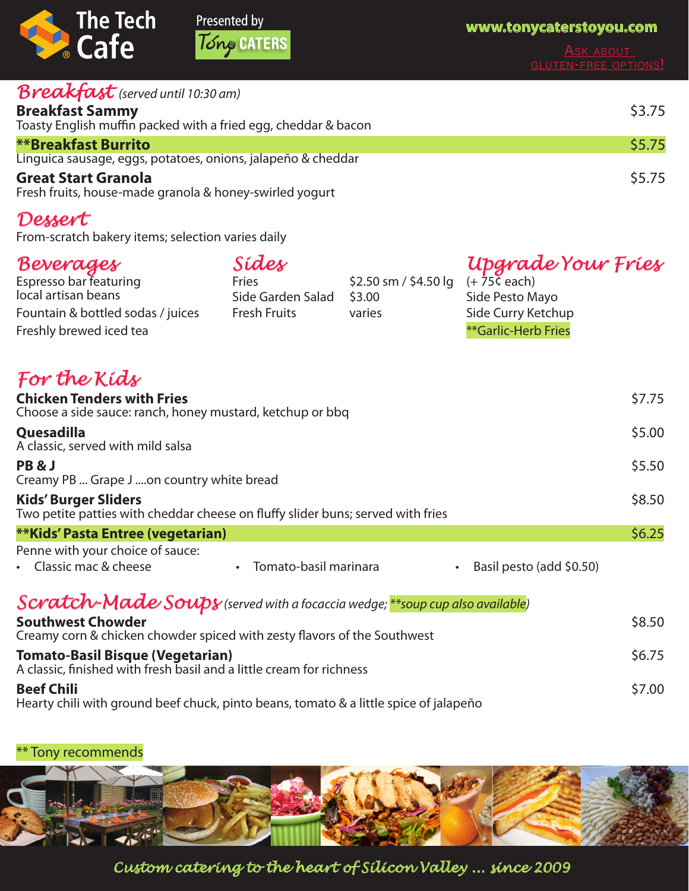# The Tech Cafe

Presented by Tony CATERS

www.tonycaterstoyou.com

Ask about gluten-free options!

## Breakfast *(served until 10:30 am)*

**Breakfast Sammy** — $3.75
Toasty English muffin packed with a fried egg, cheddar & bacon

****Breakfast Burrito** — $5.75
Linguica sausage, eggs, potatoes, onions, jalapeño & cheddar

**Great Start Granola** — $5.75
Fresh fruits, house-made granola & honey-swirled yogurt

## Dessert

From-scratch bakery items; selection varies daily

## Beverages

Espresso bar featuring local artisan beans

Fountain & bottled sodas / juices

Freshly brewed iced tea

## Sides

| Item | Price |
|---|---|
| Fries | $2.50 sm / $4.50 lg |
| Side Garden Salad | $3.00 |
| Fresh Fruits | varies |

## Upgrade Your Fries

(+ 75¢ each)

Side Pesto Mayo

Side Curry Ketchup

**Garlic-Herb Fries

## For the Kids

**Chicken Tenders with Fries** — $7.75
Choose a side sauce: ranch, honey mustard, ketchup or bbq

**Quesadilla** — $5.00
A classic, served with mild salsa

**PB & J** — $5.50
Creamy PB ... Grape J ....on country white bread

**Kids' Burger Sliders** — $8.50
Two petite patties with cheddar cheese on fluffy slider buns; served with fries

****Kids' Pasta Entree (vegetarian)** — $6.25
Penne with your choice of sauce:

- Classic mac & cheese
- Tomato-basil marinara
- Basil pesto (add $0.50)

## Scratch-Made Soups *(served with a focaccia wedge; **soup cup also available)*

**Southwest Chowder** — $8.50
Creamy corn & chicken chowder spiced with zesty flavors of the Southwest

**Tomato-Basil Bisque (Vegetarian)** — $6.75
A classic, finished with fresh basil and a little cream for richness

**Beef Chili** — $7.00
Hearty chili with ground beef chuck, pinto beans, tomato & a little spice of jalapeño

** Tony recommends

*Custom catering to the heart of Silicon Valley ... since 2009*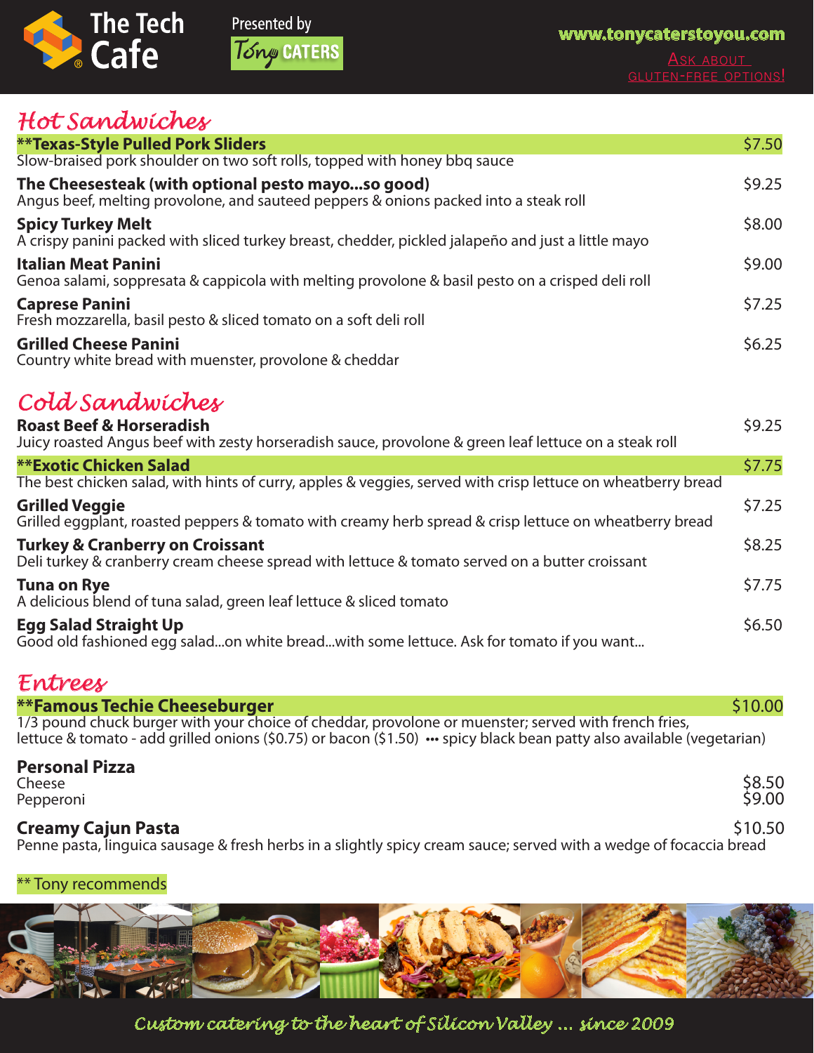# The Tech Cafe

Presented by Tony CATERS

www.tonycaterstoyou.com

Ask about gluten-free options!

## Hot Sandwiches

**\*\*Texas-Style Pulled Pork Sliders** — $7.50
Slow-braised pork shoulder on two soft rolls, topped with honey bbq sauce

**The Cheesesteak (with optional pesto mayo...so good)** — $9.25
Angus beef, melting provolone, and sauteed peppers & onions packed into a steak roll

**Spicy Turkey Melt** — $8.00
A crispy panini packed with sliced turkey breast, chedder, pickled jalapeño and just a little mayo

**Italian Meat Panini** — $9.00
Genoa salami, soppresata & cappicola with melting provolone & basil pesto on a crisped deli roll

**Caprese Panini** — $7.25
Fresh mozzarella, basil pesto & sliced tomato on a soft deli roll

**Grilled Cheese Panini** — $6.25
Country white bread with muenster, provolone & cheddar

## Cold Sandwiches

**Roast Beef & Horseradish** — $9.25
Juicy roasted Angus beef with zesty horseradish sauce, provolone & green leaf lettuce on a steak roll

**\*\*Exotic Chicken Salad** — $7.75
The best chicken salad, with hints of curry, apples & veggies, served with crisp lettuce on wheatberry bread

**Grilled Veggie** — $7.25
Grilled eggplant, roasted peppers & tomato with creamy herb spread & crisp lettuce on wheatberry bread

**Turkey & Cranberry on Croissant** — $8.25
Deli turkey & cranberry cream cheese spread with lettuce & tomato served on a butter croissant

**Tuna on Rye** — $7.75
A delicious blend of tuna salad, green leaf lettuce & sliced tomato

**Egg Salad Straight Up** — $6.50
Good old fashioned egg salad...on white bread...with some lettuce. Ask for tomato if you want...

## Entrees

**\*\*Famous Techie Cheeseburger** — $10.00
1/3 pound chuck burger with your choice of cheddar, provolone or muenster; served with french fries, lettuce & tomato - add grilled onions ($0.75) or bacon ($1.50) ••• spicy black bean patty also available (vegetarian)

**Personal Pizza**
Cheese — $8.50
Pepperoni — $9.00

**Creamy Cajun Pasta** — $10.50
Penne pasta, linguica sausage & fresh herbs in a slightly spicy cream sauce; served with a wedge of focaccia bread

\*\* Tony recommends

*Custom catering to the heart of Silicon Valley ... since 2009*